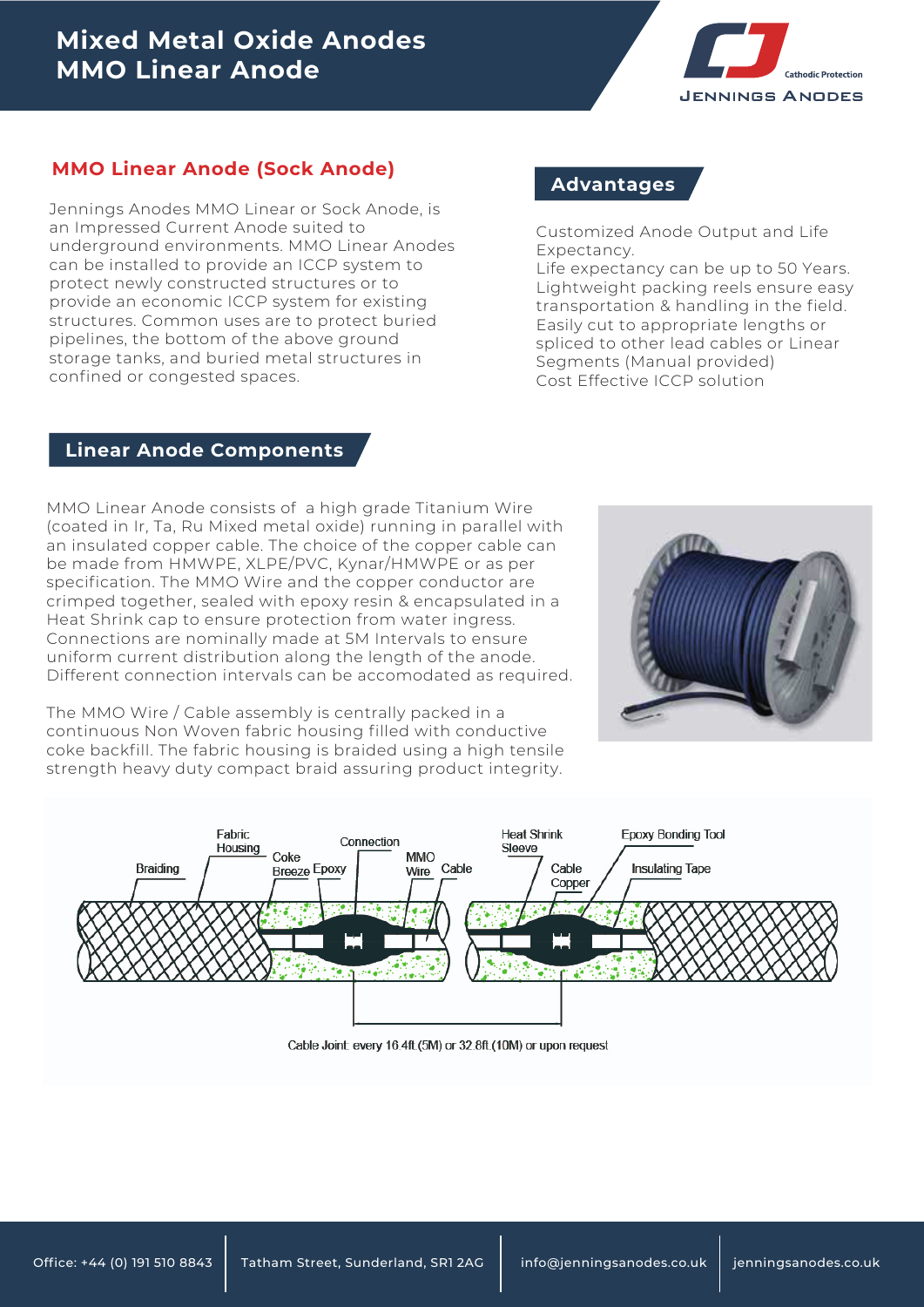# Mixed Metal Oxide Anodes
# MMO Linear Anode

Cathodic Protection
JENNINGS ANODES

## MMO Linear Anode (Sock Anode)

Jennings Anodes MMO Linear or Sock Anode, is an Impressed Current Anode suited to underground environments. MMO Linear Anodes can be installed to provide an ICCP system to protect newly constructed structures or to provide an economic ICCP system for existing structures. Common uses are to protect buried pipelines, the bottom of the above ground storage tanks, and buried metal structures in confined or congested spaces.

## Advantages

Customized Anode Output and Life Expectancy.
Life expectancy can be up to 50 Years.
Lightweight packing reels ensure easy transportation & handling in the field.
Easily cut to appropriate lengths or spliced to other lead cables or Linear Segments (Manual provided)
Cost Effective ICCP solution

## Linear Anode Components

MMO Linear Anode consists of a high grade Titanium Wire (coated in Ir, Ta, Ru Mixed metal oxide) running in parallel with an insulated copper cable. The choice of the copper cable can be made from HMWPE, XLPE/PVC, Kynar/HMWPE or as per specification. The MMO Wire and the copper conductor are crimped together, sealed with epoxy resin & encapsulated in a Heat Shrink cap to ensure protection from water ingress. Connections are nominally made at 5M Intervals to ensure uniform current distribution along the length of the anode. Different connection intervals can be accomodated as required.

The MMO Wire / Cable assembly is centrally packed in a continuous Non Woven fabric housing filled with conductive coke backfill. The fabric housing is braided using a high tensile strength heavy duty compact braid assuring product integrity.

Braiding, Fabric Housing, Coke Breeze, Epoxy, Connection, MMO Wire, Cable, Heat Shrink Sleeve, Cable Copper, Epoxy Bonding Tool, Insulating Tape

Cable Joint every 16.4ft (5M) or 32.8ft (10M) or upon request

Office: +44 (0) 191 510 8843 | Tatham Street, Sunderland, SR1 2AG | info@jenningsanodes.co.uk | jenningsanodes.co.uk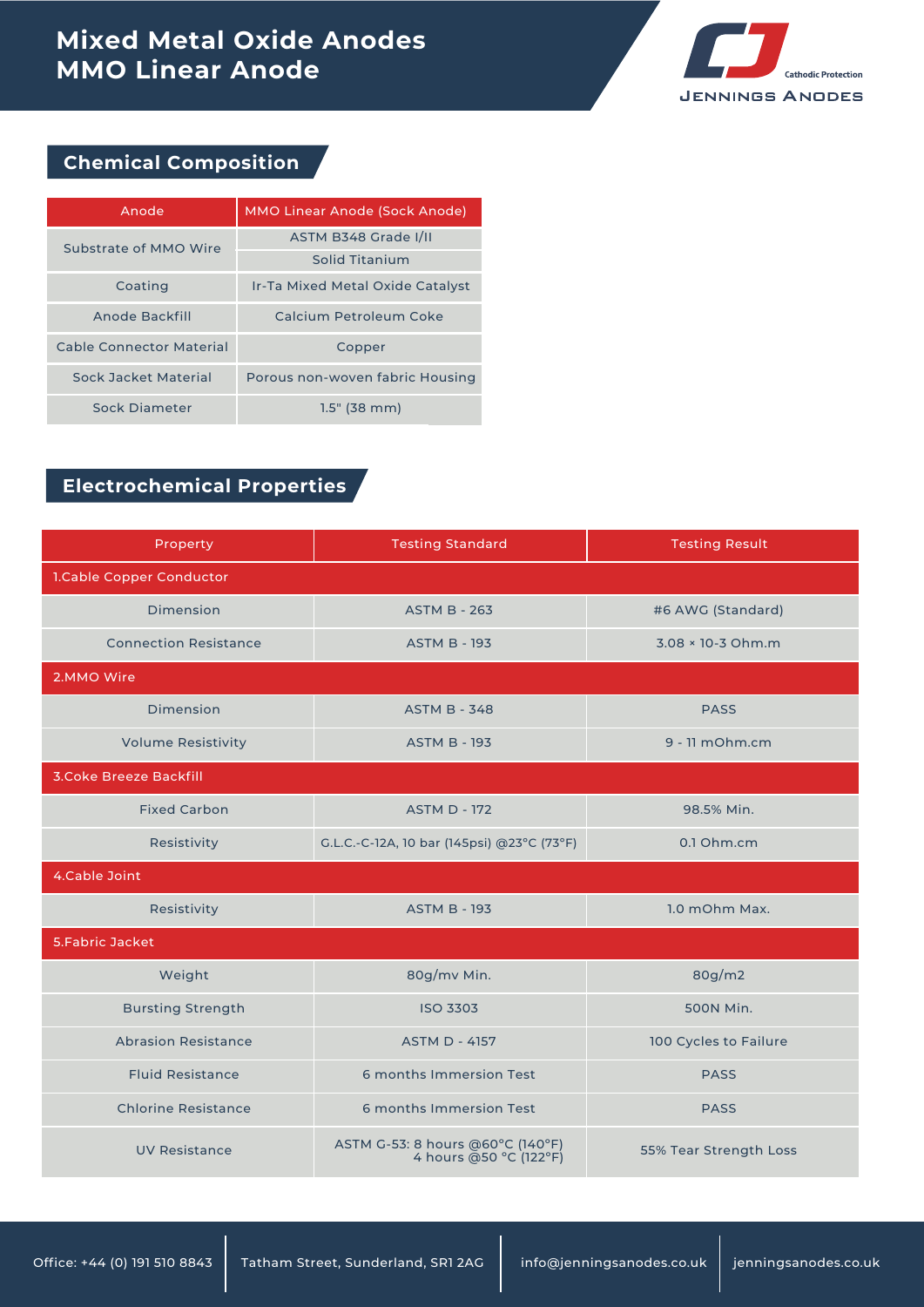# Mixed Metal Oxide Anodes
# MMO Linear Anode

## Chemical Composition

| Anode | MMO Linear Anode (Sock Anode) |
|---|---|
| Substrate of MMO Wire | ASTM B348 Grade I/II |
| | Solid Titanium |
| Coating | Ir-Ta Mixed Metal Oxide Catalyst |
| Anode Backfill | Calcium Petroleum Coke |
| Cable Connector Material | Copper |
| Sock Jacket Material | Porous non-woven fabric Housing |
| Sock Diameter | 1.5" (38 mm) |

## Electrochemical Properties

| Property | Testing Standard | Testing Result |
|---|---|---|
| 1.Cable Copper Conductor | | |
| Dimension | ASTM B - 263 | #6 AWG (Standard) |
| Connection Resistance | ASTM B - 193 | 3.08 × 10-3 Ohm.m |
| 2.MMO Wire | | |
| Dimension | ASTM B - 348 | PASS |
| Volume Resistivity | ASTM B - 193 | 9 - 11 mOhm.cm |
| 3.Coke Breeze Backfill | | |
| Fixed Carbon | ASTM D - 172 | 98.5% Min. |
| Resistivity | G.L.C.-C-12A, 10 bar (145psi) @23°C (73°F) | 0.1 Ohm.cm |
| 4.Cable Joint | | |
| Resistivity | ASTM B - 193 | 1.0 mOhm Max. |
| 5.Fabric Jacket | | |
| Weight | 80g/mv Min. | 80g/m2 |
| Bursting Strength | ISO 3303 | 500N Min. |
| Abrasion Resistance | ASTM D - 4157 | 100 Cycles to Failure |
| Fluid Resistance | 6 months Immersion Test | PASS |
| Chlorine Resistance | 6 months Immersion Test | PASS |
| UV Resistance | ASTM G-53: 8 hours @60°C (140°F) 4 hours @50 °C (122°F) | 55% Tear Strength Loss |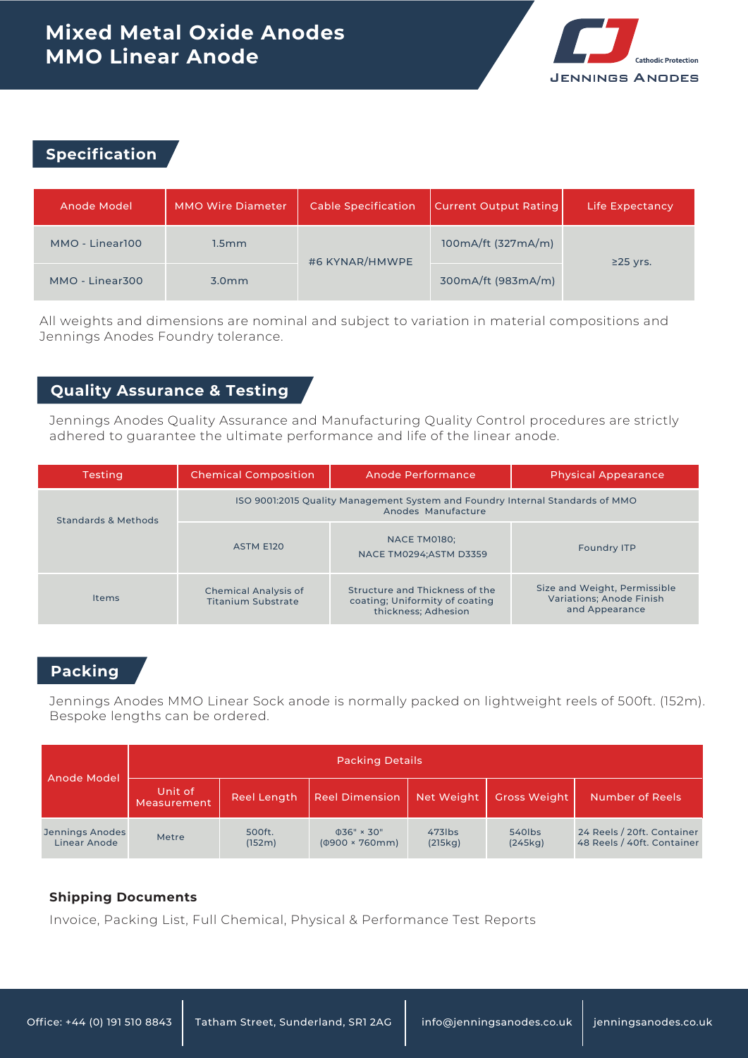# Mixed Metal Oxide Anodes
# MMO Linear Anode

Cathodic Protection
JENNINGS ANODES

## Specification

| Anode Model | MMO Wire Diameter | Cable Specification | Current Output Rating | Life Expectancy |
|---|---|---|---|---|
| MMO - Linear100 | 1.5mm | #6 KYNAR/HMWPE | 100mA/ft (327mA/m) | ≥25 yrs. |
| MMO - Linear300 | 3.0mm | | 300mA/ft (983mA/m) | |

All weights and dimensions are nominal and subject to variation in material compositions and Jennings Anodes Foundry tolerance.

## Quality Assurance & Testing

Jennings Anodes Quality Assurance and Manufacturing Quality Control procedures are strictly adhered to guarantee the ultimate performance and life of the linear anode.

| Testing | Chemical Composition | Anode Performance | Physical Appearance |
|---|---|---|---|
| Standards & Methods | ISO 9001:2015 Quality Management System and Foundry Internal Standards of MMO Anodes Manufacture | | |
| | ASTM E120 | NACE TM0180; NACE TM0294;ASTM D3359 | Foundry ITP |
| Items | Chemical Analysis of Titanium Substrate | Structure and Thickness of the coating; Uniformity of coating thickness; Adhesion | Size and Weight, Permissible Variations; Anode Finish and Appearance |

## Packing

Jennings Anodes MMO Linear Sock anode is normally packed on lightweight reels of 500ft. (152m). Bespoke lengths can be ordered.

| Anode Model | Packing Details | | | | | |
|---|---|---|---|---|---|---|
| | Unit of Measurement | Reel Length | Reel Dimension | Net Weight | Gross Weight | Number of Reels |
| Jennings Anodes Linear Anode | Metre | 500ft. (152m) | Φ36" × 30" (Φ900 × 760mm) | 473lbs (215kg) | 540lbs (245kg) | 24 Reels / 20ft. Container 48 Reels / 40ft. Container |

**Shipping Documents**

Invoice, Packing List, Full Chemical, Physical & Performance Test Reports

Office: +44 (0) 191 510 8843 | Tatham Street, Sunderland, SR1 2AG | info@jenningsanodes.co.uk | jenningsanodes.co.uk